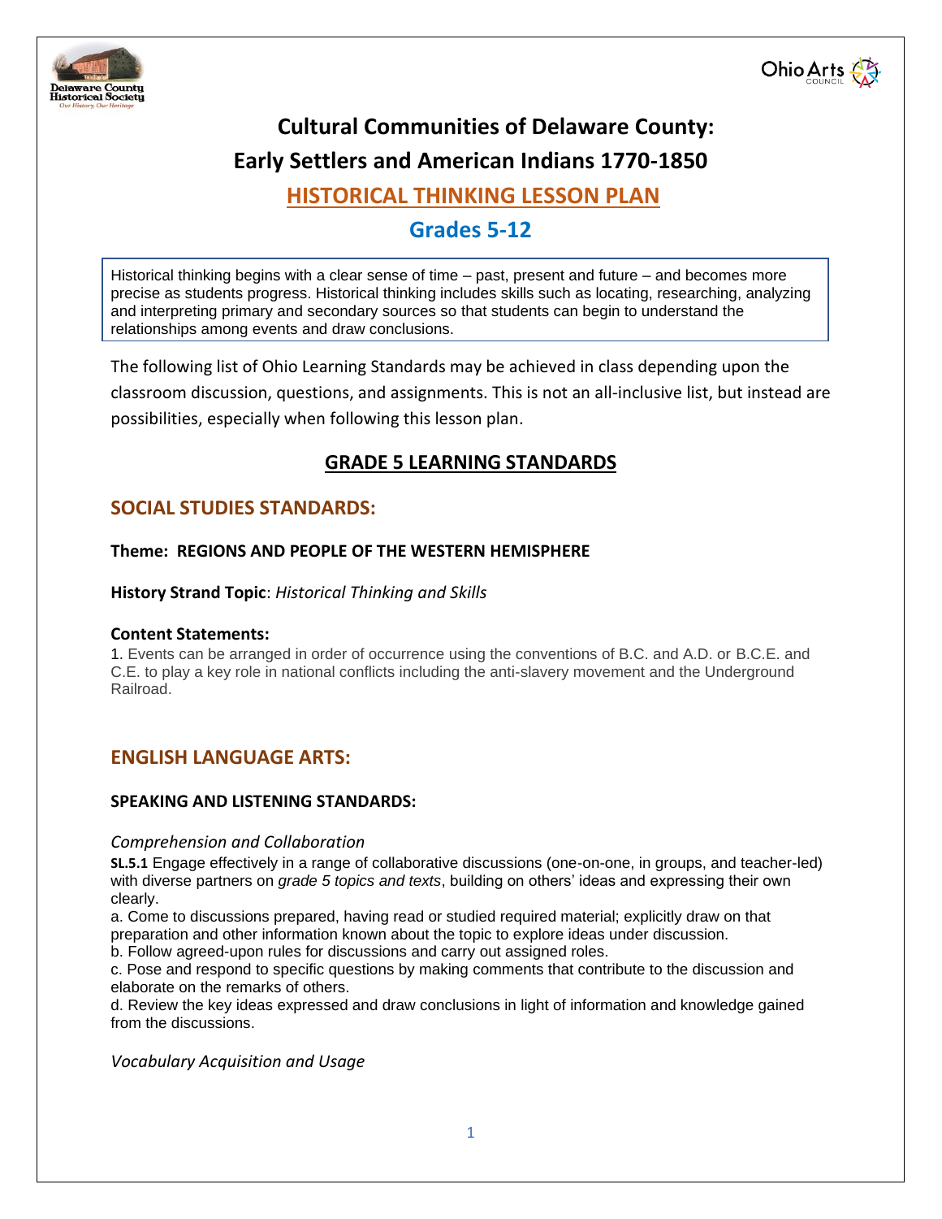# Cultural Communities of Delaware County: Early Settlers and American Indians 1770-1850

## HISTORICAL THINKING LESSON PLAN

## Grades 5-12

Historical thinking begins with a clear sense of time – past, present and future – and becomes more precise as students progress. Historical thinking includes skills such as locating, researching, analyzing and interpreting primary and secondary sources so that students can begin to understand the relationships among events and draw conclusions.

The following list of Ohio Learning Standards may be achieved in class depending upon the classroom discussion, questions, and assignments. This is not an all-inclusive list, but instead are possibilities, especially when following this lesson plan.

## GRADE 5 LEARNING STANDARDS

### SOCIAL STUDIES STANDARDS:

**Theme: REGIONS AND PEOPLE OF THE WESTERN HEMISPHERE**

**History Strand Topic**: *Historical Thinking and Skills*

**Content Statements:**

1. Events can be arranged in order of occurrence using the conventions of B.C. and A.D. or B.C.E. and C.E. to play a key role in national conflicts including the anti-slavery movement and the Underground Railroad.

### ENGLISH LANGUAGE ARTS:

**SPEAKING AND LISTENING STANDARDS:**

*Comprehension and Collaboration*

**SL.5.1** Engage effectively in a range of collaborative discussions (one-on-one, in groups, and teacher-led) with diverse partners on *grade 5 topics and texts*, building on others' ideas and expressing their own clearly.

a. Come to discussions prepared, having read or studied required material; explicitly draw on that preparation and other information known about the topic to explore ideas under discussion.

b. Follow agreed-upon rules for discussions and carry out assigned roles.

c. Pose and respond to specific questions by making comments that contribute to the discussion and elaborate on the remarks of others.

d. Review the key ideas expressed and draw conclusions in light of information and knowledge gained from the discussions.

*Vocabulary Acquisition and Usage*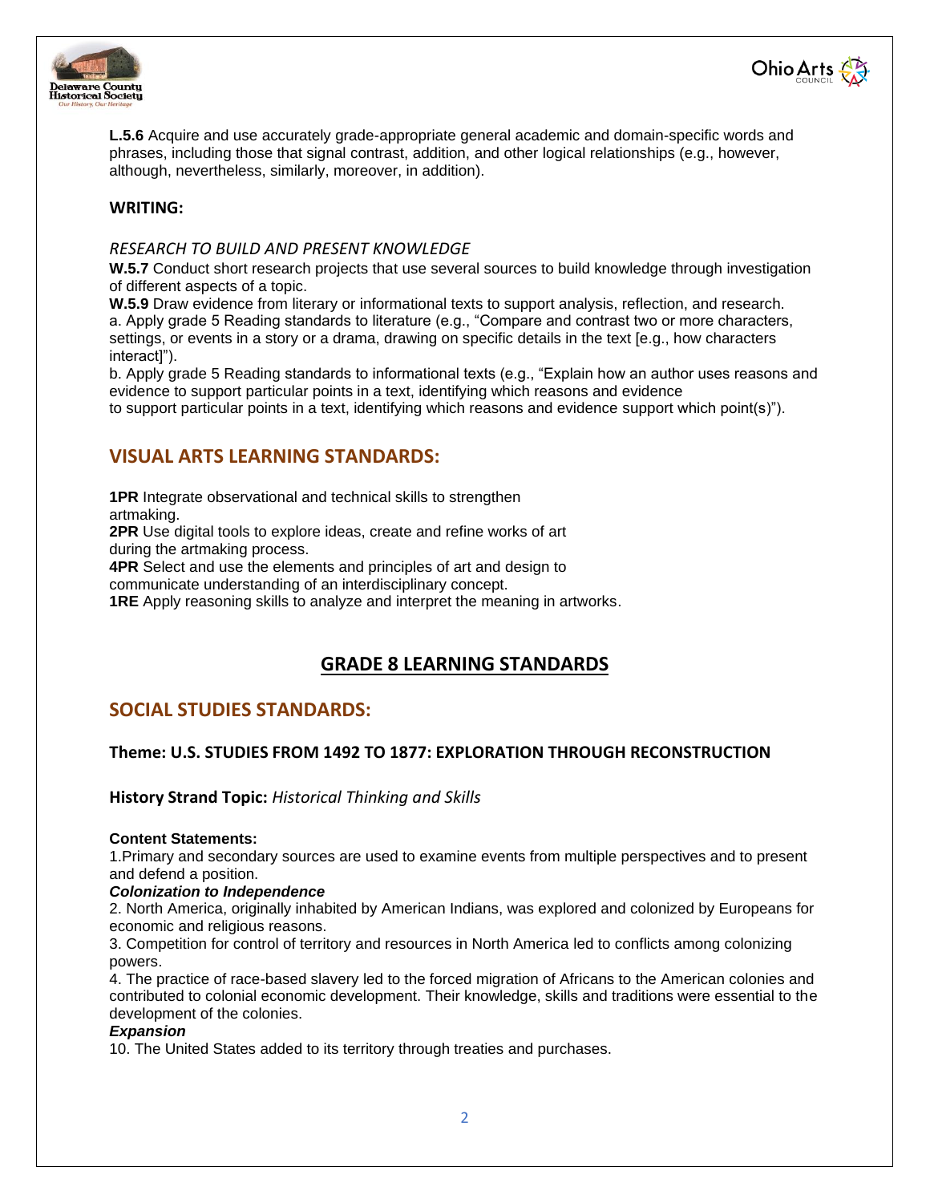**L.5.6** Acquire and use accurately grade-appropriate general academic and domain-specific words and phrases, including those that signal contrast, addition, and other logical relationships (e.g., however, although, nevertheless, similarly, moreover, in addition).

**WRITING:**

*RESEARCH TO BUILD AND PRESENT KNOWLEDGE*

**W.5.7** Conduct short research projects that use several sources to build knowledge through investigation of different aspects of a topic.

**W.5.9** Draw evidence from literary or informational texts to support analysis, reflection, and research.

a. Apply grade 5 Reading standards to literature (e.g., "Compare and contrast two or more characters, settings, or events in a story or a drama, drawing on specific details in the text [e.g., how characters interact]").

b. Apply grade 5 Reading standards to informational texts (e.g., "Explain how an author uses reasons and evidence to support particular points in a text, identifying which reasons and evidence to support particular points in a text, identifying which reasons and evidence support which point(s)").

## VISUAL ARTS LEARNING STANDARDS:

**1PR** Integrate observational and technical skills to strengthen artmaking.

**2PR** Use digital tools to explore ideas, create and refine works of art during the artmaking process.

**4PR** Select and use the elements and principles of art and design to communicate understanding of an interdisciplinary concept.

**1RE** Apply reasoning skills to analyze and interpret the meaning in artworks.

# GRADE 8 LEARNING STANDARDS

## SOCIAL STUDIES STANDARDS:

### Theme: U.S. STUDIES FROM 1492 TO 1877: EXPLORATION THROUGH RECONSTRUCTION

**History Strand Topic:** *Historical Thinking and Skills*

**Content Statements:**

1.Primary and secondary sources are used to examine events from multiple perspectives and to present and defend a position.

***Colonization to Independence***

2. North America, originally inhabited by American Indians, was explored and colonized by Europeans for economic and religious reasons.

3. Competition for control of territory and resources in North America led to conflicts among colonizing powers.

4. The practice of race-based slavery led to the forced migration of Africans to the American colonies and contributed to colonial economic development. Their knowledge, skills and traditions were essential to the development of the colonies.

***Expansion***

10. The United States added to its territory through treaties and purchases.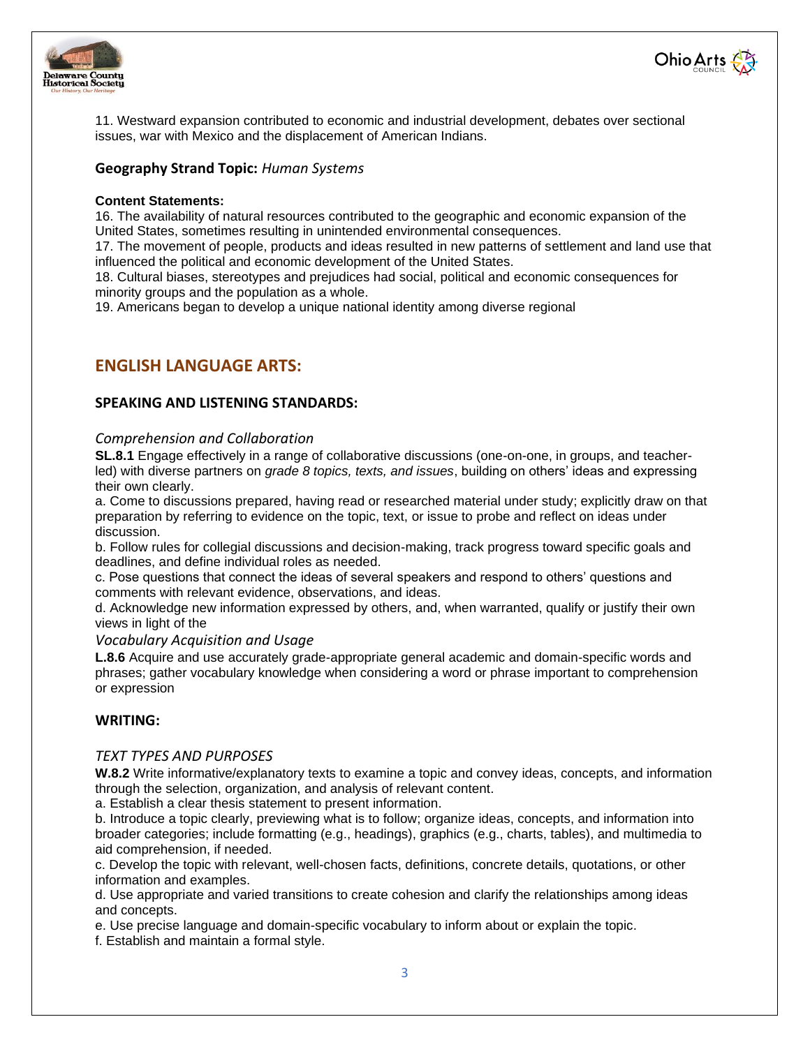11. Westward expansion contributed to economic and industrial development, debates over sectional issues, war with Mexico and the displacement of American Indians.

### Geography Strand Topic: *Human Systems*

**Content Statements:**

16. The availability of natural resources contributed to the geographic and economic expansion of the United States, sometimes resulting in unintended environmental consequences.
17. The movement of people, products and ideas resulted in new patterns of settlement and land use that influenced the political and economic development of the United States.
18. Cultural biases, stereotypes and prejudices had social, political and economic consequences for minority groups and the population as a whole.
19. Americans began to develop a unique national identity among diverse regional

## ENGLISH LANGUAGE ARTS:

### SPEAKING AND LISTENING STANDARDS:

*Comprehension and Collaboration*

**SL.8.1** Engage effectively in a range of collaborative discussions (one-on-one, in groups, and teacher-led) with diverse partners on *grade 8 topics, texts, and issues*, building on others' ideas and expressing their own clearly.

a. Come to discussions prepared, having read or researched material under study; explicitly draw on that preparation by referring to evidence on the topic, text, or issue to probe and reflect on ideas under discussion.

b. Follow rules for collegial discussions and decision-making, track progress toward specific goals and deadlines, and define individual roles as needed.

c. Pose questions that connect the ideas of several speakers and respond to others' questions and comments with relevant evidence, observations, and ideas.

d. Acknowledge new information expressed by others, and, when warranted, qualify or justify their own views in light of the

*Vocabulary Acquisition and Usage*

**L.8.6** Acquire and use accurately grade-appropriate general academic and domain-specific words and phrases; gather vocabulary knowledge when considering a word or phrase important to comprehension or expression

### WRITING:

*TEXT TYPES AND PURPOSES*

**W.8.2** Write informative/explanatory texts to examine a topic and convey ideas, concepts, and information through the selection, organization, and analysis of relevant content.

a. Establish a clear thesis statement to present information.

b. Introduce a topic clearly, previewing what is to follow; organize ideas, concepts, and information into broader categories; include formatting (e.g., headings), graphics (e.g., charts, tables), and multimedia to aid comprehension, if needed.

c. Develop the topic with relevant, well-chosen facts, definitions, concrete details, quotations, or other information and examples.

d. Use appropriate and varied transitions to create cohesion and clarify the relationships among ideas and concepts.

e. Use precise language and domain-specific vocabulary to inform about or explain the topic.

f. Establish and maintain a formal style.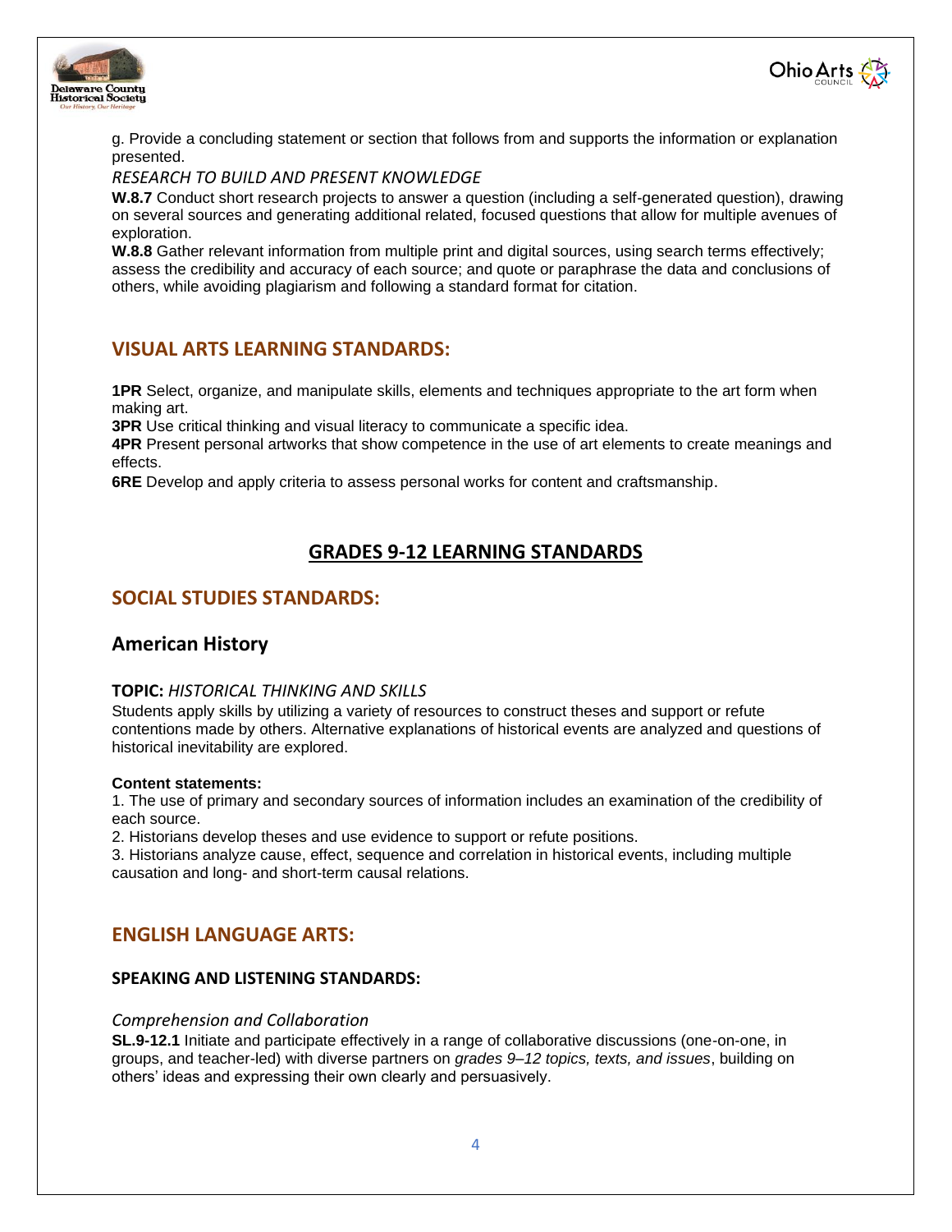g. Provide a concluding statement or section that follows from and supports the information or explanation presented.

*RESEARCH TO BUILD AND PRESENT KNOWLEDGE*

**W.8.7** Conduct short research projects to answer a question (including a self-generated question), drawing on several sources and generating additional related, focused questions that allow for multiple avenues of exploration.

**W.8.8** Gather relevant information from multiple print and digital sources, using search terms effectively; assess the credibility and accuracy of each source; and quote or paraphrase the data and conclusions of others, while avoiding plagiarism and following a standard format for citation.

## VISUAL ARTS LEARNING STANDARDS:

**1PR** Select, organize, and manipulate skills, elements and techniques appropriate to the art form when making art.

**3PR** Use critical thinking and visual literacy to communicate a specific idea.

**4PR** Present personal artworks that show competence in the use of art elements to create meanings and effects.

**6RE** Develop and apply criteria to assess personal works for content and craftsmanship.

# GRADES 9-12 LEARNING STANDARDS

## SOCIAL STUDIES STANDARDS:

### American History

**TOPIC:** *HISTORICAL THINKING AND SKILLS*

Students apply skills by utilizing a variety of resources to construct theses and support or refute contentions made by others. Alternative explanations of historical events are analyzed and questions of historical inevitability are explored.

**Content statements:**

1. The use of primary and secondary sources of information includes an examination of the credibility of each source.
2. Historians develop theses and use evidence to support or refute positions.
3. Historians analyze cause, effect, sequence and correlation in historical events, including multiple causation and long- and short-term causal relations.

## ENGLISH LANGUAGE ARTS:

### SPEAKING AND LISTENING STANDARDS:

*Comprehension and Collaboration*

**SL.9-12.1** Initiate and participate effectively in a range of collaborative discussions (one-on-one, in groups, and teacher-led) with diverse partners on *grades 9–12 topics, texts, and issues*, building on others' ideas and expressing their own clearly and persuasively.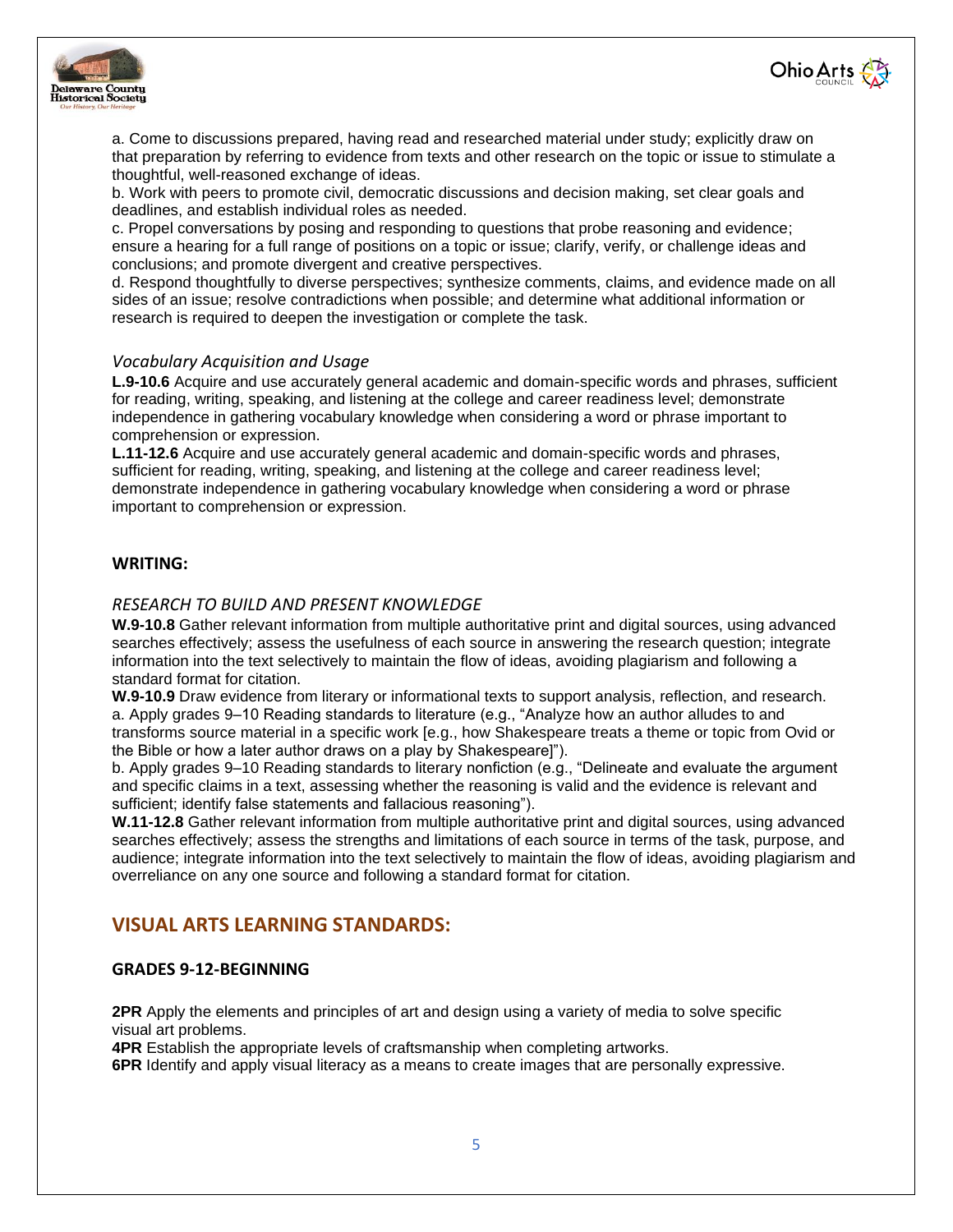a. Come to discussions prepared, having read and researched material under study; explicitly draw on that preparation by referring to evidence from texts and other research on the topic or issue to stimulate a thoughtful, well-reasoned exchange of ideas.
b. Work with peers to promote civil, democratic discussions and decision making, set clear goals and deadlines, and establish individual roles as needed.
c. Propel conversations by posing and responding to questions that probe reasoning and evidence; ensure a hearing for a full range of positions on a topic or issue; clarify, verify, or challenge ideas and conclusions; and promote divergent and creative perspectives.
d. Respond thoughtfully to diverse perspectives; synthesize comments, claims, and evidence made on all sides of an issue; resolve contradictions when possible; and determine what additional information or research is required to deepen the investigation or complete the task.

*Vocabulary Acquisition and Usage*

**L.9-10.6** Acquire and use accurately general academic and domain-specific words and phrases, sufficient for reading, writing, speaking, and listening at the college and career readiness level; demonstrate independence in gathering vocabulary knowledge when considering a word or phrase important to comprehension or expression.
**L.11-12.6** Acquire and use accurately general academic and domain-specific words and phrases, sufficient for reading, writing, speaking, and listening at the college and career readiness level; demonstrate independence in gathering vocabulary knowledge when considering a word or phrase important to comprehension or expression.

### WRITING:

*RESEARCH TO BUILD AND PRESENT KNOWLEDGE*

**W.9-10.8** Gather relevant information from multiple authoritative print and digital sources, using advanced searches effectively; assess the usefulness of each source in answering the research question; integrate information into the text selectively to maintain the flow of ideas, avoiding plagiarism and following a standard format for citation.
**W.9-10.9** Draw evidence from literary or informational texts to support analysis, reflection, and research.
a. Apply grades 9–10 Reading standards to literature (e.g., "Analyze how an author alludes to and transforms source material in a specific work [e.g., how Shakespeare treats a theme or topic from Ovid or the Bible or how a later author draws on a play by Shakespeare]").
b. Apply grades 9–10 Reading standards to literary nonfiction (e.g., "Delineate and evaluate the argument and specific claims in a text, assessing whether the reasoning is valid and the evidence is relevant and sufficient; identify false statements and fallacious reasoning").
**W.11-12.8** Gather relevant information from multiple authoritative print and digital sources, using advanced searches effectively; assess the strengths and limitations of each source in terms of the task, purpose, and audience; integrate information into the text selectively to maintain the flow of ideas, avoiding plagiarism and overreliance on any one source and following a standard format for citation.

## VISUAL ARTS LEARNING STANDARDS:

### GRADES 9-12-BEGINNING

**2PR** Apply the elements and principles of art and design using a variety of media to solve specific visual art problems.
**4PR** Establish the appropriate levels of craftsmanship when completing artworks.
**6PR** Identify and apply visual literacy as a means to create images that are personally expressive.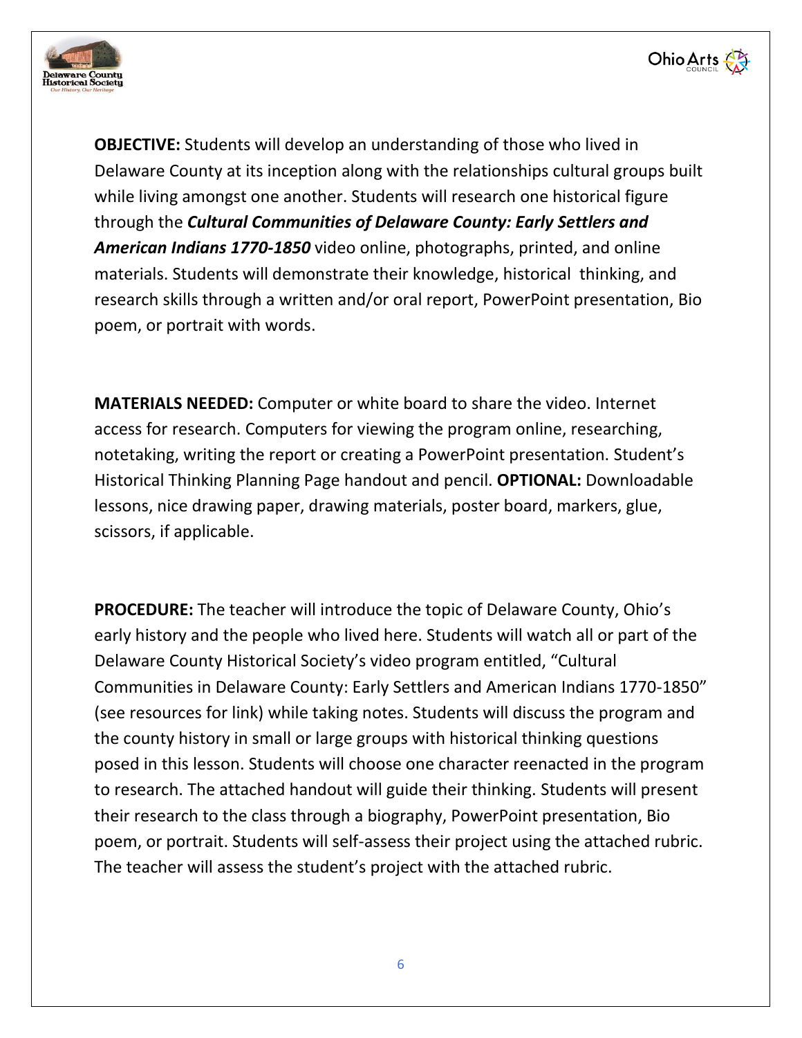**OBJECTIVE:** Students will develop an understanding of those who lived in Delaware County at its inception along with the relationships cultural groups built while living amongst one another. Students will research one historical figure through the ***Cultural Communities of Delaware County: Early Settlers and American Indians 1770-1850*** video online, photographs, printed, and online materials. Students will demonstrate their knowledge, historical thinking, and research skills through a written and/or oral report, PowerPoint presentation, Bio poem, or portrait with words.

**MATERIALS NEEDED:** Computer or white board to share the video. Internet access for research. Computers for viewing the program online, researching, notetaking, writing the report or creating a PowerPoint presentation. Student's Historical Thinking Planning Page handout and pencil. **OPTIONAL:** Downloadable lessons, nice drawing paper, drawing materials, poster board, markers, glue, scissors, if applicable.

**PROCEDURE:** The teacher will introduce the topic of Delaware County, Ohio's early history and the people who lived here. Students will watch all or part of the Delaware County Historical Society's video program entitled, "Cultural Communities in Delaware County: Early Settlers and American Indians 1770-1850" (see resources for link) while taking notes. Students will discuss the program and the county history in small or large groups with historical thinking questions posed in this lesson. Students will choose one character reenacted in the program to research. The attached handout will guide their thinking. Students will present their research to the class through a biography, PowerPoint presentation, Bio poem, or portrait. Students will self-assess their project using the attached rubric. The teacher will assess the student's project with the attached rubric.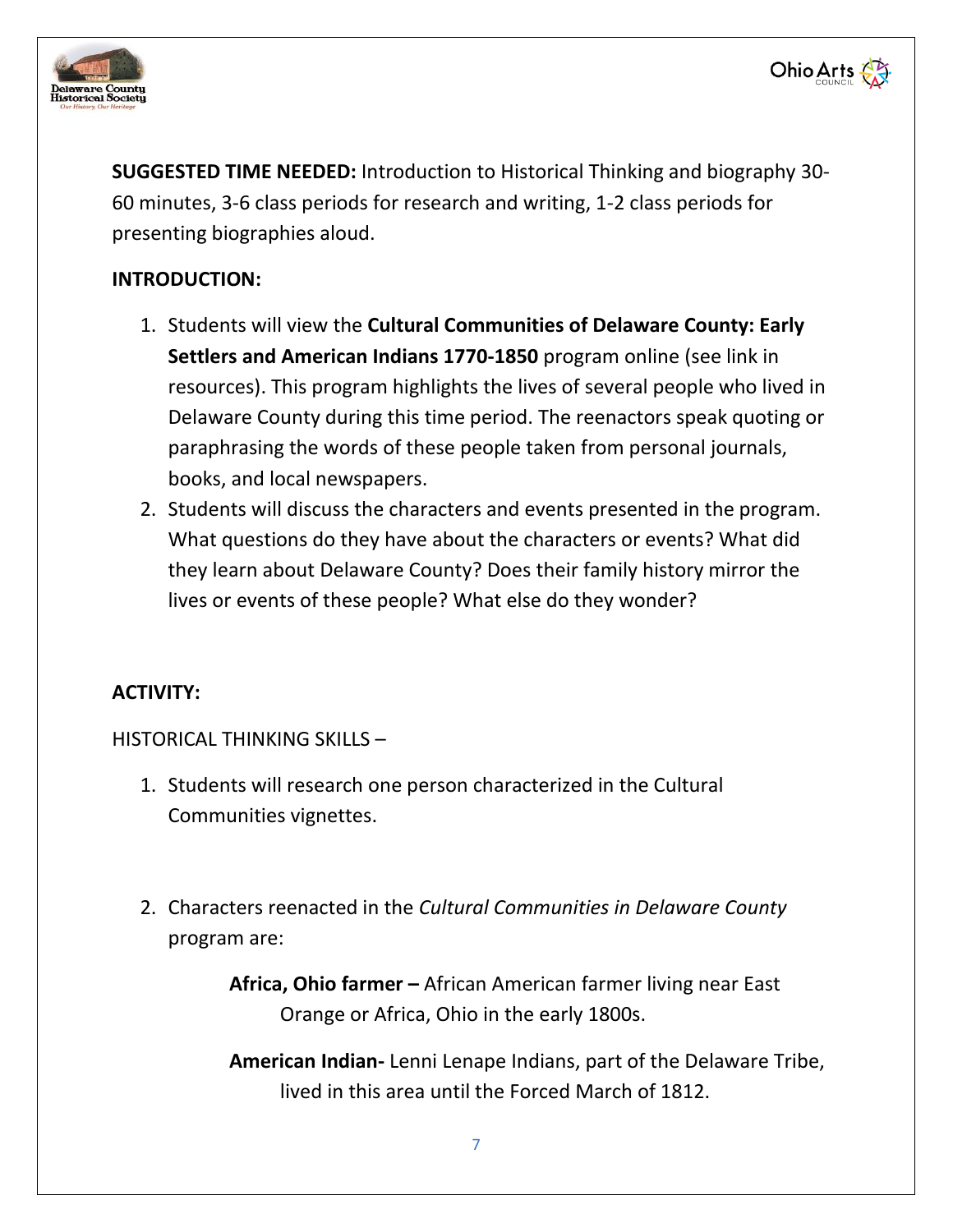**SUGGESTED TIME NEEDED:** Introduction to Historical Thinking and biography 30-60 minutes, 3-6 class periods for research and writing, 1-2 class periods for presenting biographies aloud.

**INTRODUCTION:**

1. Students will view the **Cultural Communities of Delaware County: Early Settlers and American Indians 1770-1850** program online (see link in resources). This program highlights the lives of several people who lived in Delaware County during this time period. The reenactors speak quoting or paraphrasing the words of these people taken from personal journals, books, and local newspapers.
2. Students will discuss the characters and events presented in the program. What questions do they have about the characters or events? What did they learn about Delaware County? Does their family history mirror the lives or events of these people? What else do they wonder?

**ACTIVITY:**

HISTORICAL THINKING SKILLS –

1. Students will research one person characterized in the Cultural Communities vignettes.
2. Characters reenacted in the *Cultural Communities in Delaware County* program are:

   **Africa, Ohio farmer –** African American farmer living near East Orange or Africa, Ohio in the early 1800s.

   **American Indian-** Lenni Lenape Indians, part of the Delaware Tribe, lived in this area until the Forced March of 1812.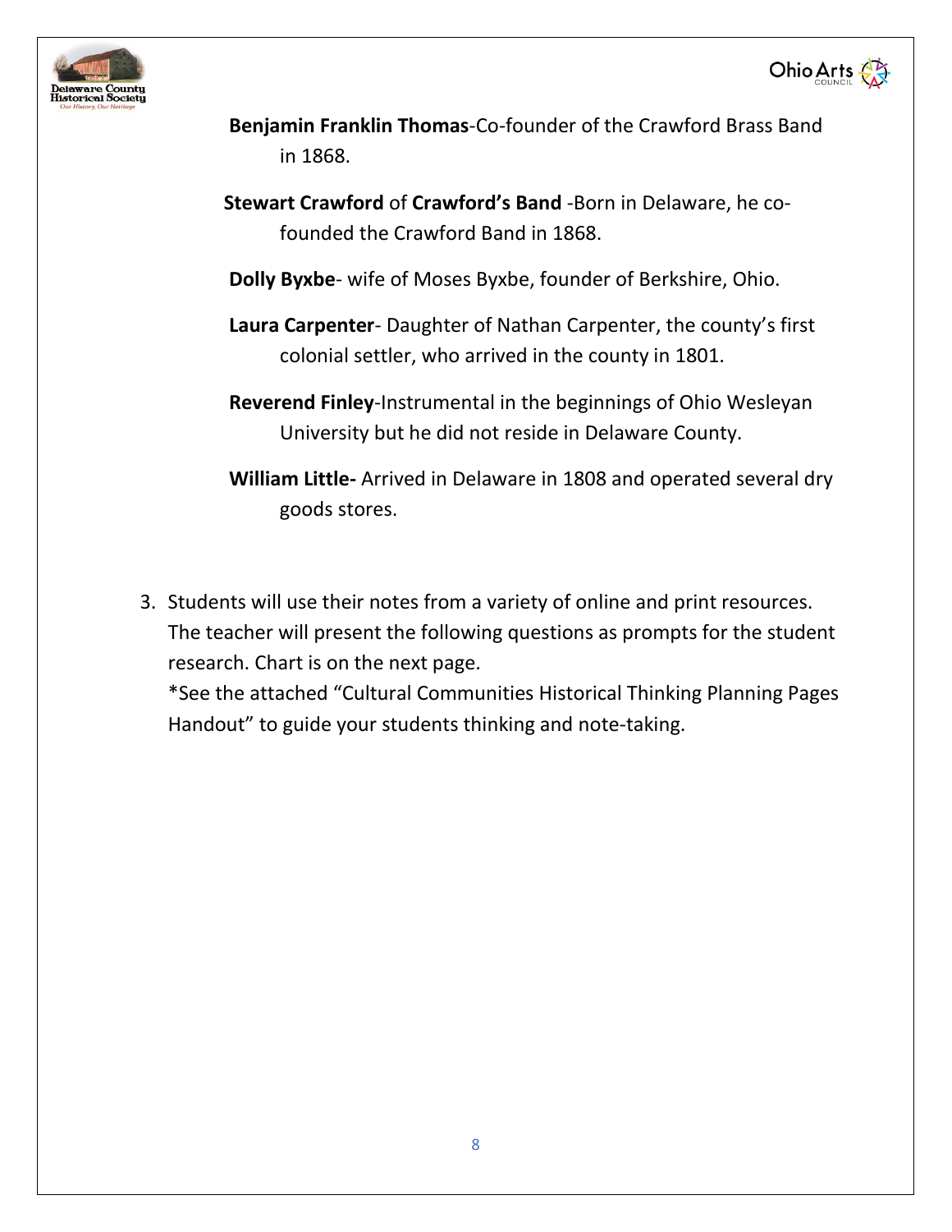**Benjamin Franklin Thomas**-Co-founder of the Crawford Brass Band in 1868.

**Stewart Crawford** of **Crawford's Band** -Born in Delaware, he co-founded the Crawford Band in 1868.

**Dolly Byxbe**- wife of Moses Byxbe, founder of Berkshire, Ohio.

**Laura Carpenter**- Daughter of Nathan Carpenter, the county's first colonial settler, who arrived in the county in 1801.

**Reverend Finley**-Instrumental in the beginnings of Ohio Wesleyan University but he did not reside in Delaware County.

**William Little-** Arrived in Delaware in 1808 and operated several dry goods stores.

3. Students will use their notes from a variety of online and print resources. The teacher will present the following questions as prompts for the student research. Chart is on the next page.
   *See the attached "Cultural Communities Historical Thinking Planning Pages Handout" to guide your students thinking and note-taking.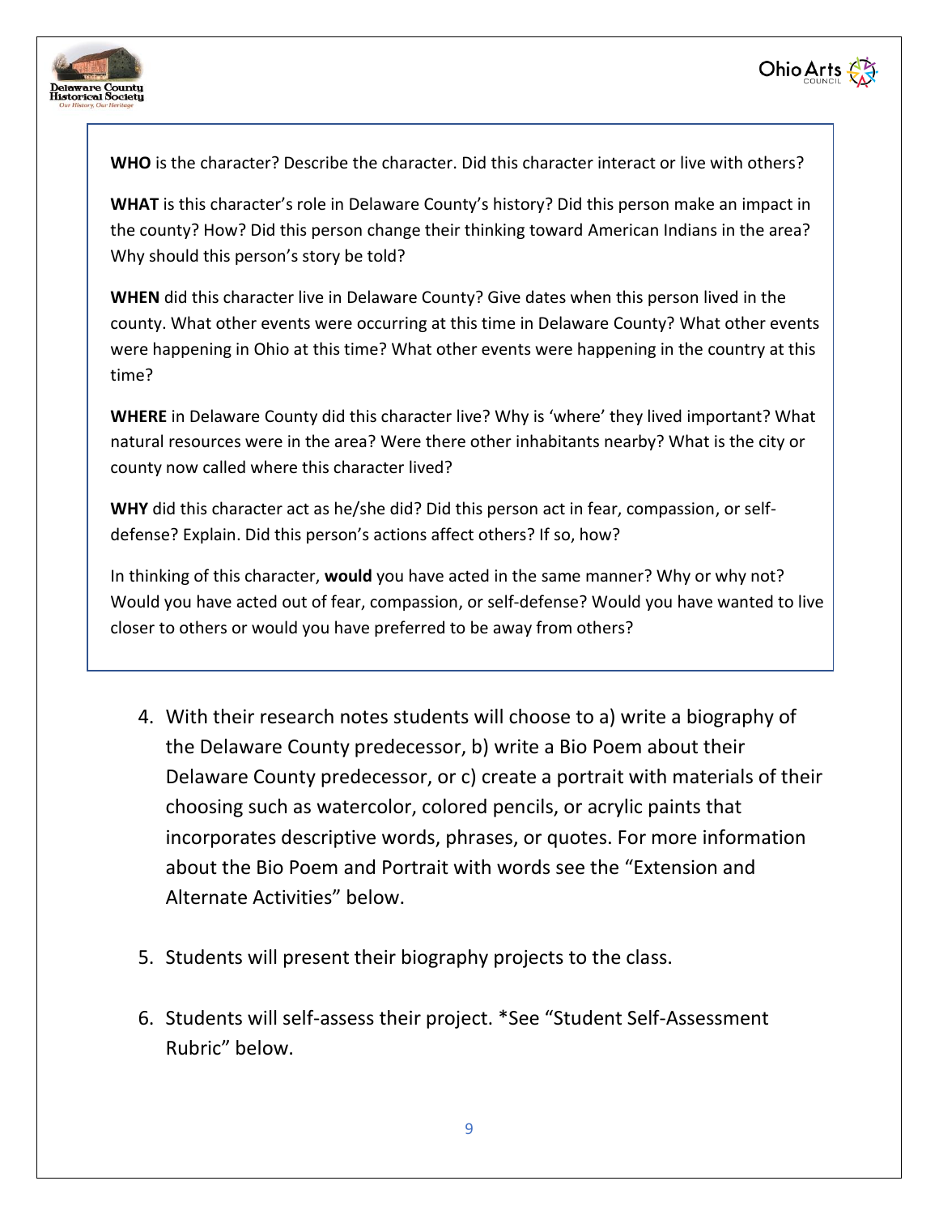**WHO** is the character? Describe the character. Did this character interact or live with others?

**WHAT** is this character's role in Delaware County's history? Did this person make an impact in the county? How? Did this person change their thinking toward American Indians in the area? Why should this person's story be told?

**WHEN** did this character live in Delaware County? Give dates when this person lived in the county. What other events were occurring at this time in Delaware County? What other events were happening in Ohio at this time? What other events were happening in the country at this time?

**WHERE** in Delaware County did this character live? Why is 'where' they lived important? What natural resources were in the area? Were there other inhabitants nearby? What is the city or county now called where this character lived?

**WHY** did this character act as he/she did? Did this person act in fear, compassion, or self-defense? Explain. Did this person's actions affect others? If so, how?

In thinking of this character, **would** you have acted in the same manner? Why or why not? Would you have acted out of fear, compassion, or self-defense? Would you have wanted to live closer to others or would you have preferred to be away from others?

4. With their research notes students will choose to a) write a biography of the Delaware County predecessor, b) write a Bio Poem about their Delaware County predecessor, or c) create a portrait with materials of their choosing such as watercolor, colored pencils, or acrylic paints that incorporates descriptive words, phrases, or quotes. For more information about the Bio Poem and Portrait with words see the "Extension and Alternate Activities" below.

5. Students will present their biography projects to the class.

6. Students will self-assess their project. *See "Student Self-Assessment Rubric" below.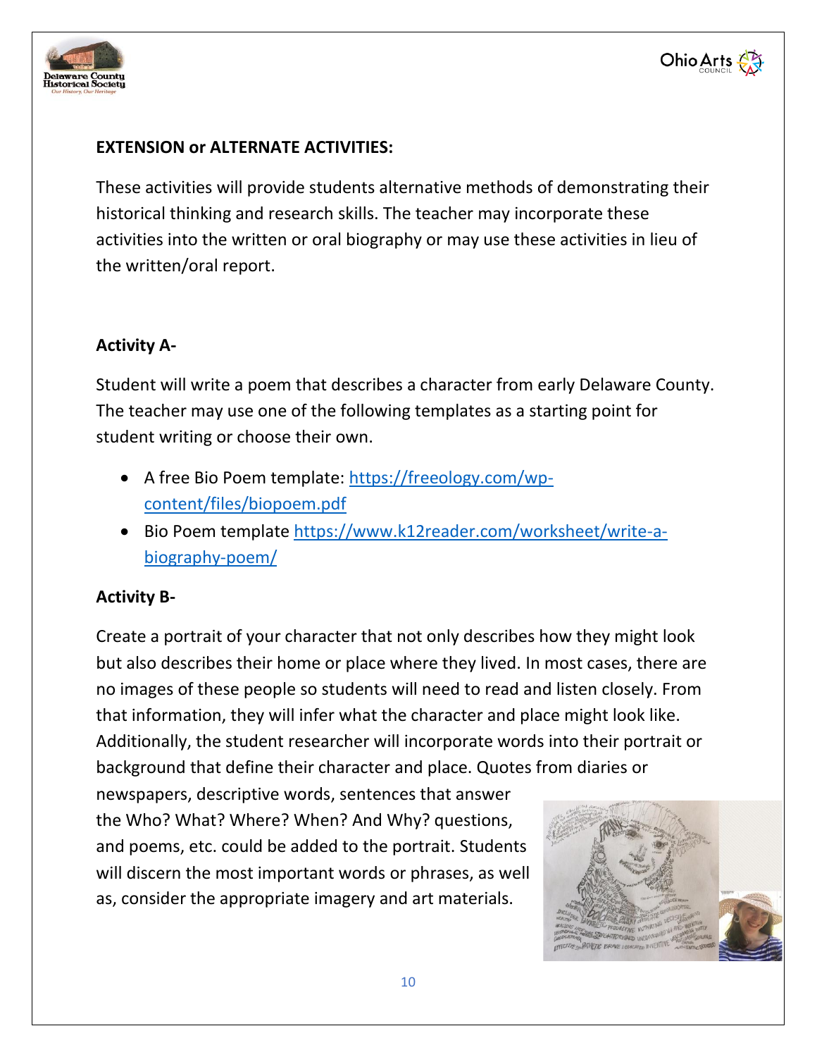**EXTENSION or ALTERNATE ACTIVITIES:**

These activities will provide students alternative methods of demonstrating their historical thinking and research skills. The teacher may incorporate these activities into the written or oral biography or may use these activities in lieu of the written/oral report.

**Activity A-**

Student will write a poem that describes a character from early Delaware County. The teacher may use one of the following templates as a starting point for student writing or choose their own.

- A free Bio Poem template: https://freeology.com/wp-content/files/biopoem.pdf
- Bio Poem template https://www.k12reader.com/worksheet/write-a-biography-poem/

**Activity B-**

Create a portrait of your character that not only describes how they might look but also describes their home or place where they lived. In most cases, there are no images of these people so students will need to read and listen closely. From that information, they will infer what the character and place might look like. Additionally, the student researcher will incorporate words into their portrait or background that define their character and place. Quotes from diaries or newspapers, descriptive words, sentences that answer the Who? What? Where? When? And Why? questions, and poems, etc. could be added to the portrait. Students will discern the most important words or phrases, as well as, consider the appropriate imagery and art materials.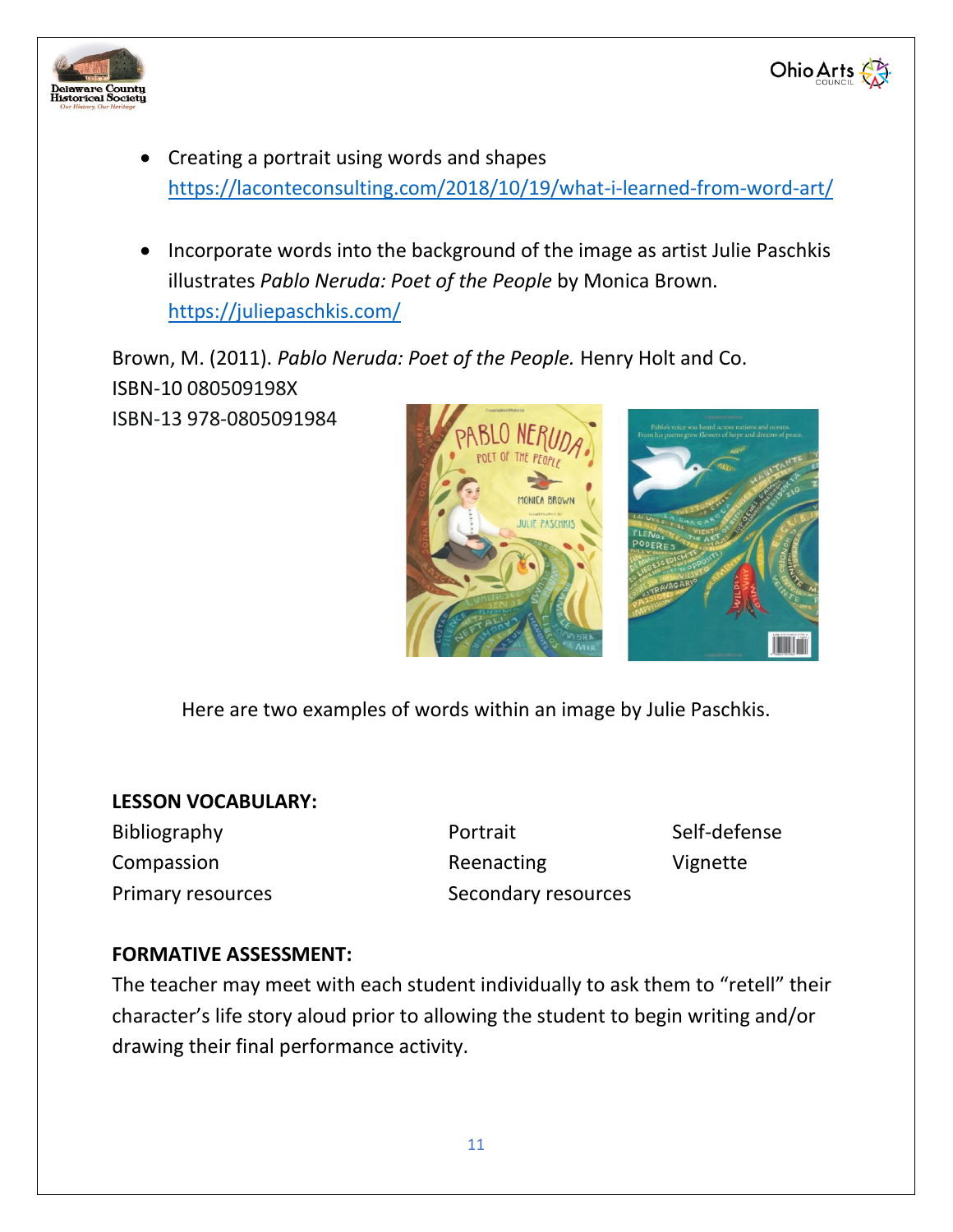- Creating a portrait using words and shapes
  https://laconteconsulting.com/2018/10/19/what-i-learned-from-word-art/

- Incorporate words into the background of the image as artist Julie Paschkis illustrates *Pablo Neruda: Poet of the People* by Monica Brown.
  https://juliepaschkis.com/

Brown, M. (2011). *Pablo Neruda: Poet of the People.* Henry Holt and Co.
ISBN-10 080509198X
ISBN-13 978-0805091984

Here are two examples of words within an image by Julie Paschkis.

**LESSON VOCABULARY:**

| | | |
|---|---|---|
| Bibliography | Portrait | Self-defense |
| Compassion | Reenacting | Vignette |
| Primary resources | Secondary resources | |

**FORMATIVE ASSESSMENT:**

The teacher may meet with each student individually to ask them to "retell" their character's life story aloud prior to allowing the student to begin writing and/or drawing their final performance activity.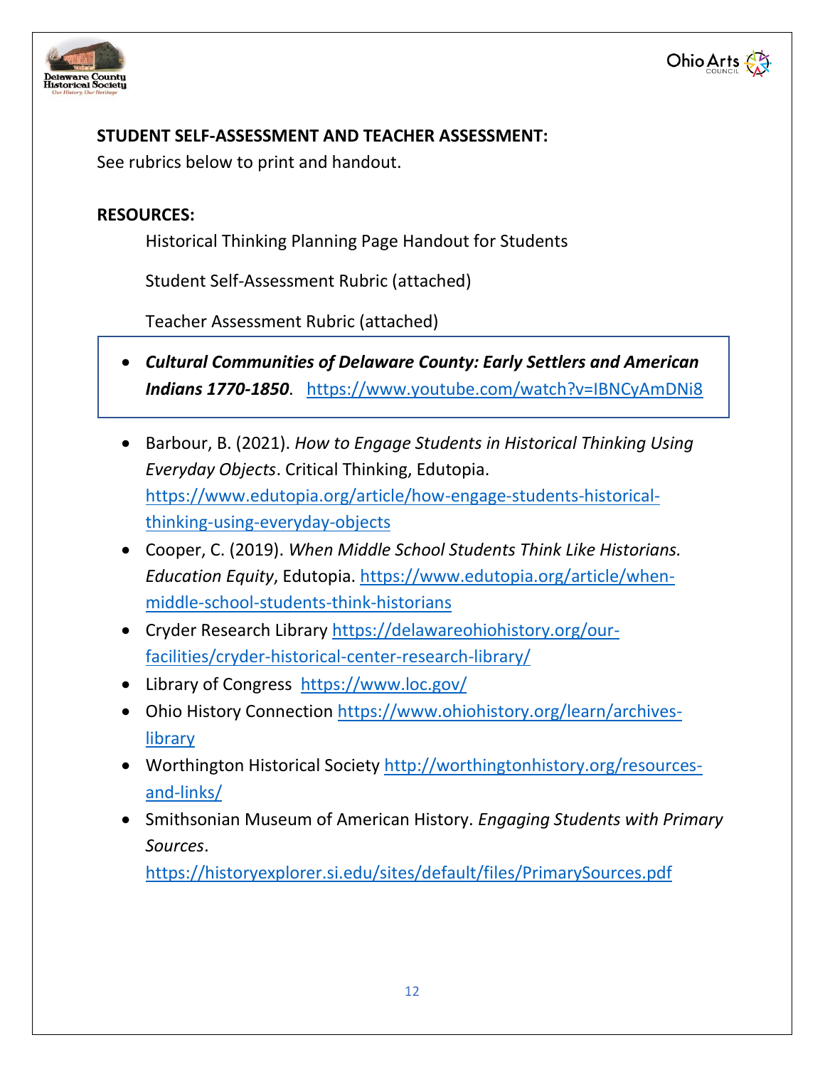**STUDENT SELF-ASSESSMENT AND TEACHER ASSESSMENT:**
See rubrics below to print and handout.

**RESOURCES:**

Historical Thinking Planning Page Handout for Students

Student Self-Assessment Rubric (attached)

Teacher Assessment Rubric (attached)

- ***Cultural Communities of Delaware County: Early Settlers and American Indians 1770-1850***. https://www.youtube.com/watch?v=IBNCyAmDNi8

- Barbour, B. (2021). *How to Engage Students in Historical Thinking Using Everyday Objects*. Critical Thinking, Edutopia. https://www.edutopia.org/article/how-engage-students-historical-thinking-using-everyday-objects
- Cooper, C. (2019). *When Middle School Students Think Like Historians. Education Equity*, Edutopia. https://www.edutopia.org/article/when-middle-school-students-think-historians
- Cryder Research Library https://delawareohiohistory.org/our-facilities/cryder-historical-center-research-library/
- Library of Congress https://www.loc.gov/
- Ohio History Connection https://www.ohiohistory.org/learn/archives-library
- Worthington Historical Society http://worthingtonhistory.org/resources-and-links/
- Smithsonian Museum of American History. *Engaging Students with Primary Sources*. https://historyexplorer.si.edu/sites/default/files/PrimarySources.pdf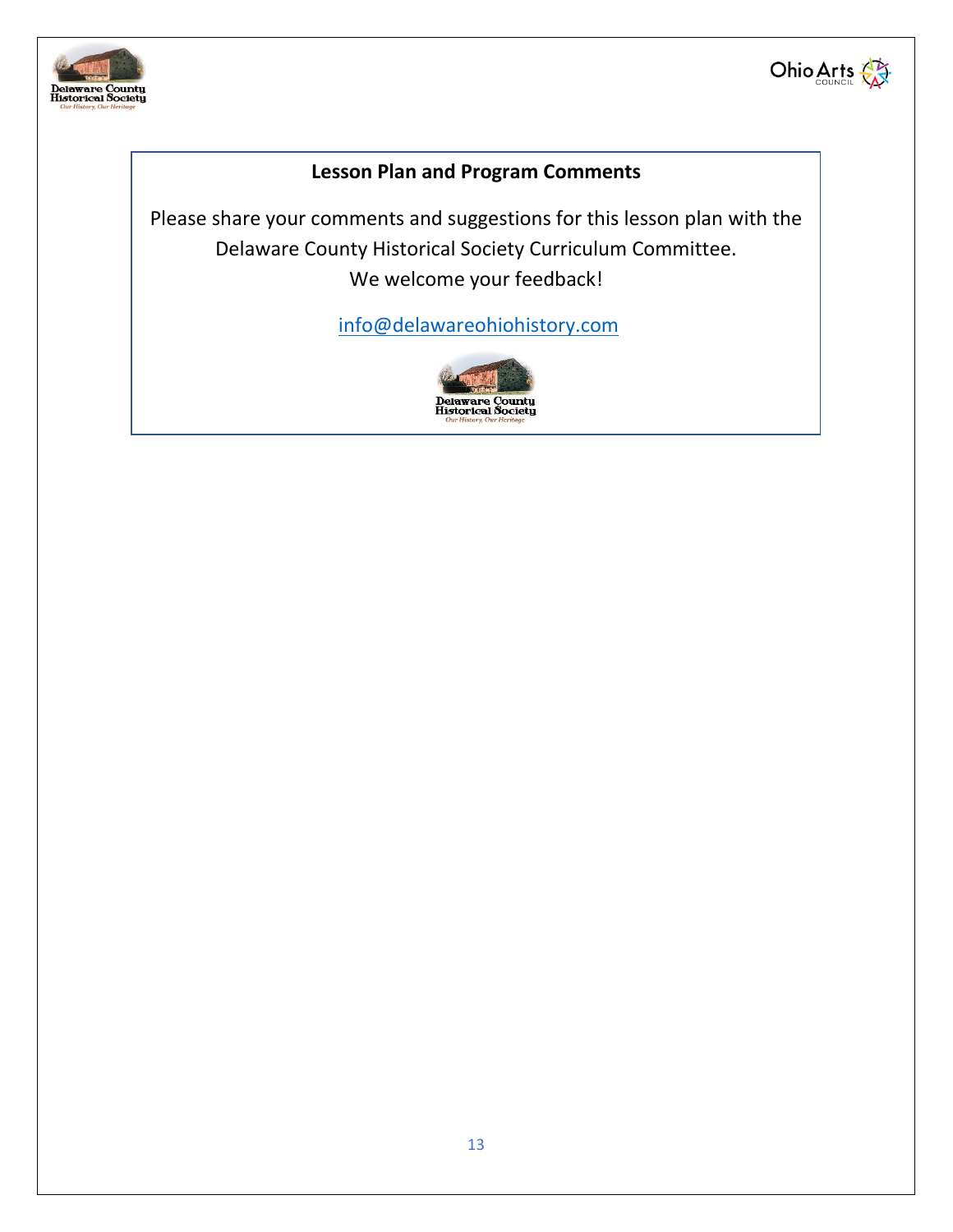**Lesson Plan and Program Comments**

Please share your comments and suggestions for this lesson plan with the Delaware County Historical Society Curriculum Committee.
We welcome your feedback!

info@delawareohiohistory.com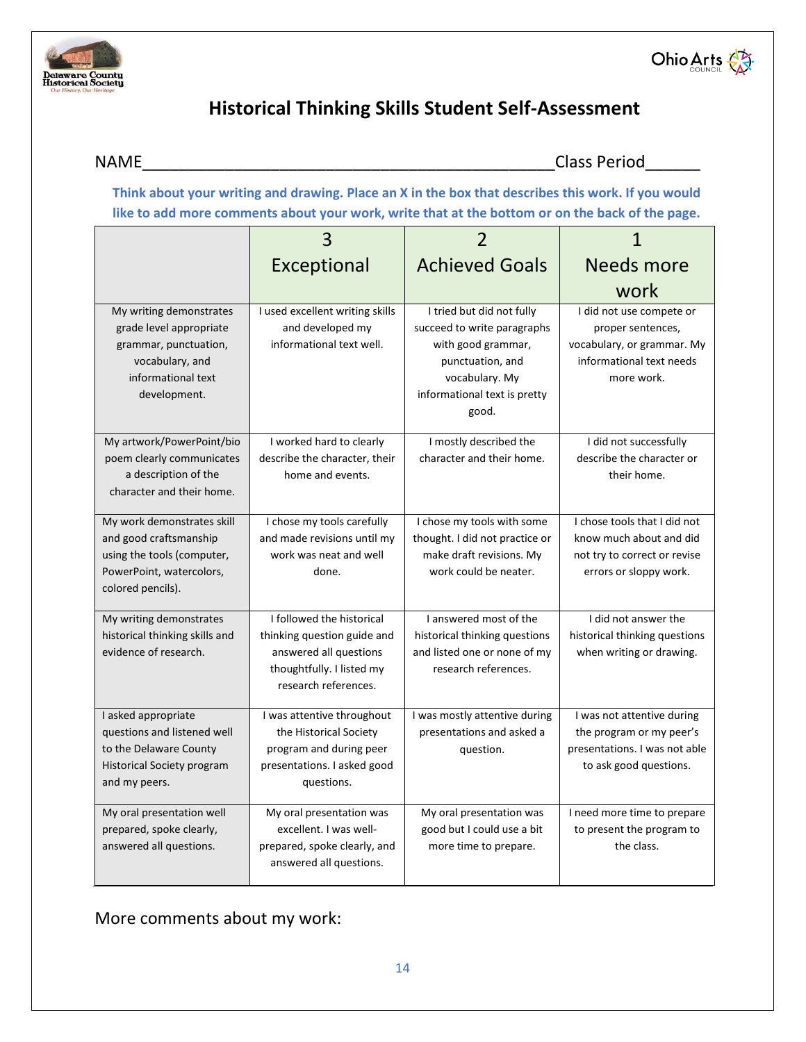# Historical Thinking Skills Student Self-Assessment

NAME_______________________________________________Class Period______

**Think about your writing and drawing. Place an X in the box that describes this work. If you would like to add more comments about your work, write that at the bottom or on the back of the page.**

| | 3 Exceptional | 2 Achieved Goals | 1 Needs more work |
|---|---|---|---|
| My writing demonstrates grade level appropriate grammar, punctuation, vocabulary, and informational text development. | I used excellent writing skills and developed my informational text well. | I tried but did not fully succeed to write paragraphs with good grammar, punctuation, and vocabulary. My informational text is pretty good. | I did not use compete or proper sentences, vocabulary, or grammar. My informational text needs more work. |
| My artwork/PowerPoint/bio poem clearly communicates a description of the character and their home. | I worked hard to clearly describe the character, their home and events. | I mostly described the character and their home. | I did not successfully describe the character or their home. |
| My work demonstrates skill and good craftsmanship using the tools (computer, PowerPoint, watercolors, colored pencils). | I chose my tools carefully and made revisions until my work was neat and well done. | I chose my tools with some thought. I did not practice or make draft revisions. My work could be neater. | I chose tools that I did not know much about and did not try to correct or revise errors or sloppy work. |
| My writing demonstrates historical thinking skills and evidence of research. | I followed the historical thinking question guide and answered all questions thoughtfully. I listed my research references. | I answered most of the historical thinking questions and listed one or none of my research references. | I did not answer the historical thinking questions when writing or drawing. |
| I asked appropriate questions and listened well to the Delaware County Historical Society program and my peers. | I was attentive throughout the Historical Society program and during peer presentations. I asked good questions. | I was mostly attentive during presentations and asked a question. | I was not attentive during the program or my peer's presentations. I was not able to ask good questions. |
| My oral presentation well prepared, spoke clearly, answered all questions. | My oral presentation was excellent. I was well-prepared, spoke clearly, and answered all questions. | My oral presentation was good but I could use a bit more time to prepare. | I need more time to prepare to present the program to the class. |

More comments about my work: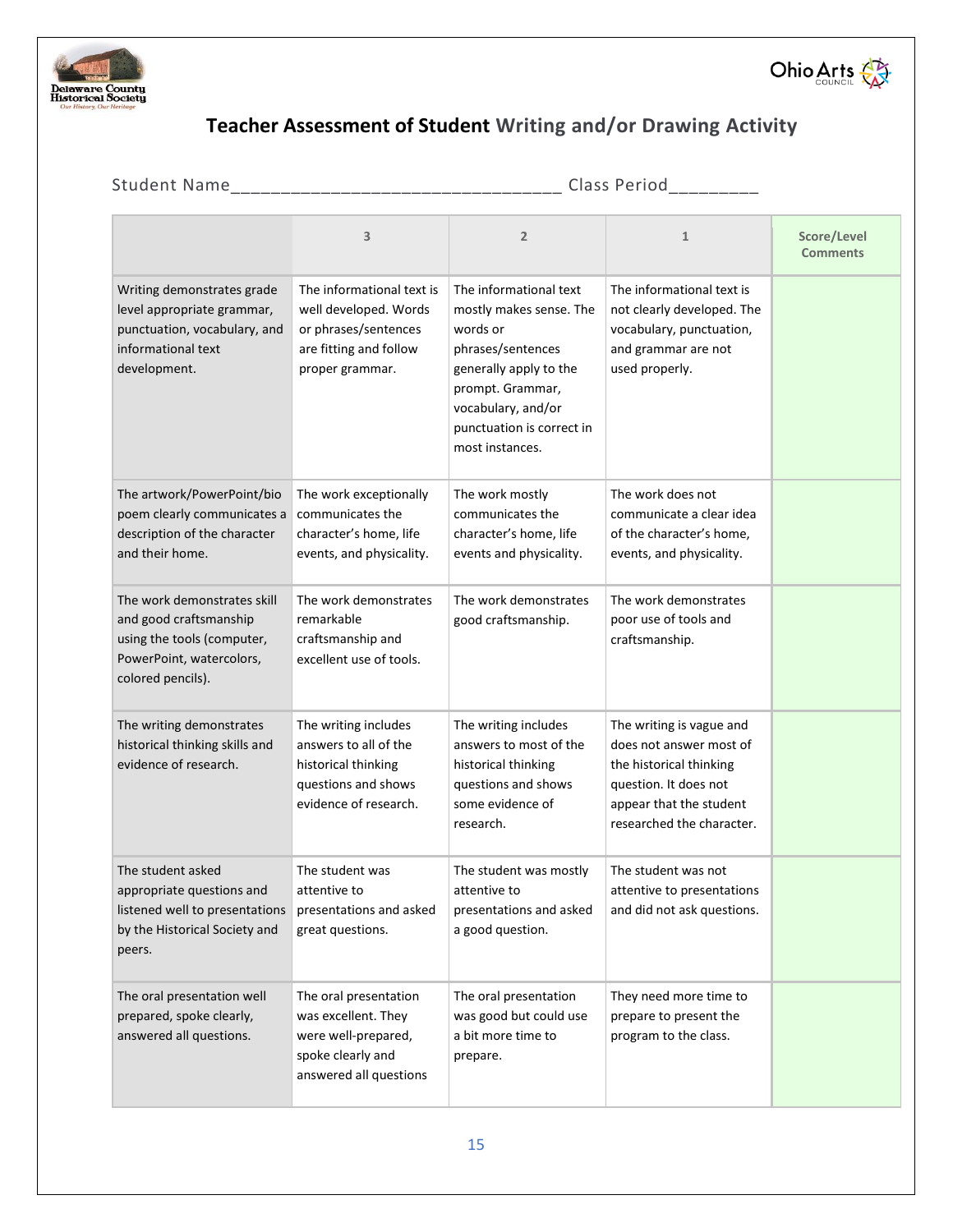## Teacher Assessment of Student Writing and/or Drawing Activity

Student Name_________________________________ Class Period_________

| | 3 | 2 | 1 | Score/Level Comments |
|---|---|---|---|---|
| Writing demonstrates grade level appropriate grammar, punctuation, vocabulary, and informational text development. | The informational text is well developed. Words or phrases/sentences are fitting and follow proper grammar. | The informational text mostly makes sense. The words or phrases/sentences generally apply to the prompt. Grammar, vocabulary, and/or punctuation is correct in most instances. | The informational text is not clearly developed. The vocabulary, punctuation, and grammar are not used properly. | |
| The artwork/PowerPoint/bio poem clearly communicates a description of the character and their home. | The work exceptionally communicates the character's home, life events, and physicality. | The work mostly communicates the character's home, life events and physicality. | The work does not communicate a clear idea of the character's home, events, and physicality. | |
| The work demonstrates skill and good craftsmanship using the tools (computer, PowerPoint, watercolors, colored pencils). | The work demonstrates remarkable craftsmanship and excellent use of tools. | The work demonstrates good craftsmanship. | The work demonstrates poor use of tools and craftsmanship. | |
| The writing demonstrates historical thinking skills and evidence of research. | The writing includes answers to all of the historical thinking questions and shows evidence of research. | The writing includes answers to most of the historical thinking questions and shows some evidence of research. | The writing is vague and does not answer most of the historical thinking question. It does not appear that the student researched the character. | |
| The student asked appropriate questions and listened well to presentations by the Historical Society and peers. | The student was attentive to presentations and asked great questions. | The student was mostly attentive to presentations and asked a good question. | The student was not attentive to presentations and did not ask questions. | |
| The oral presentation well prepared, spoke clearly, answered all questions. | The oral presentation was excellent. They were well-prepared, spoke clearly and answered all questions | The oral presentation was good but could use a bit more time to prepare. | They need more time to prepare to present the program to the class. | |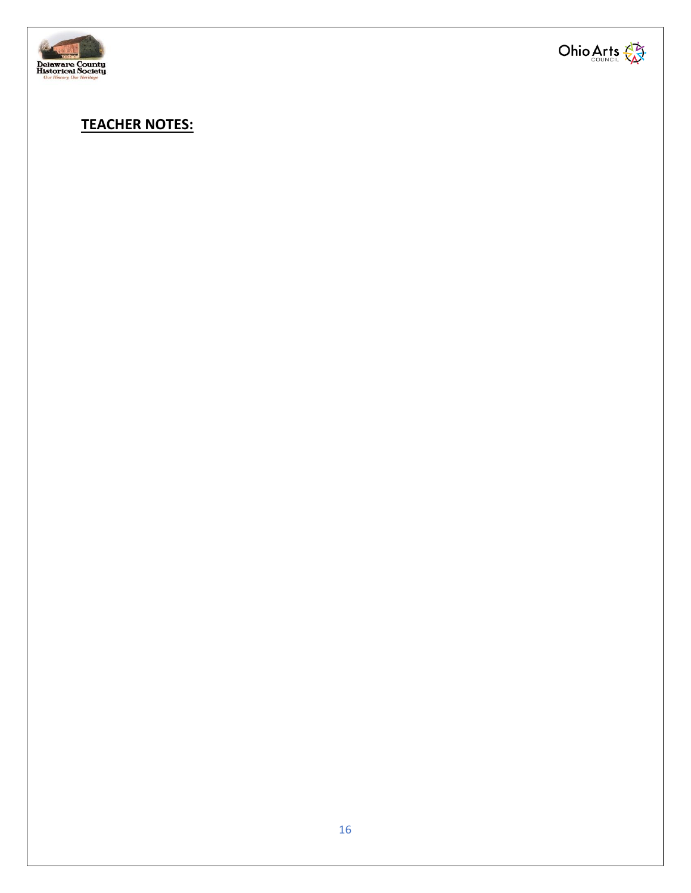**TEACHER NOTES:**